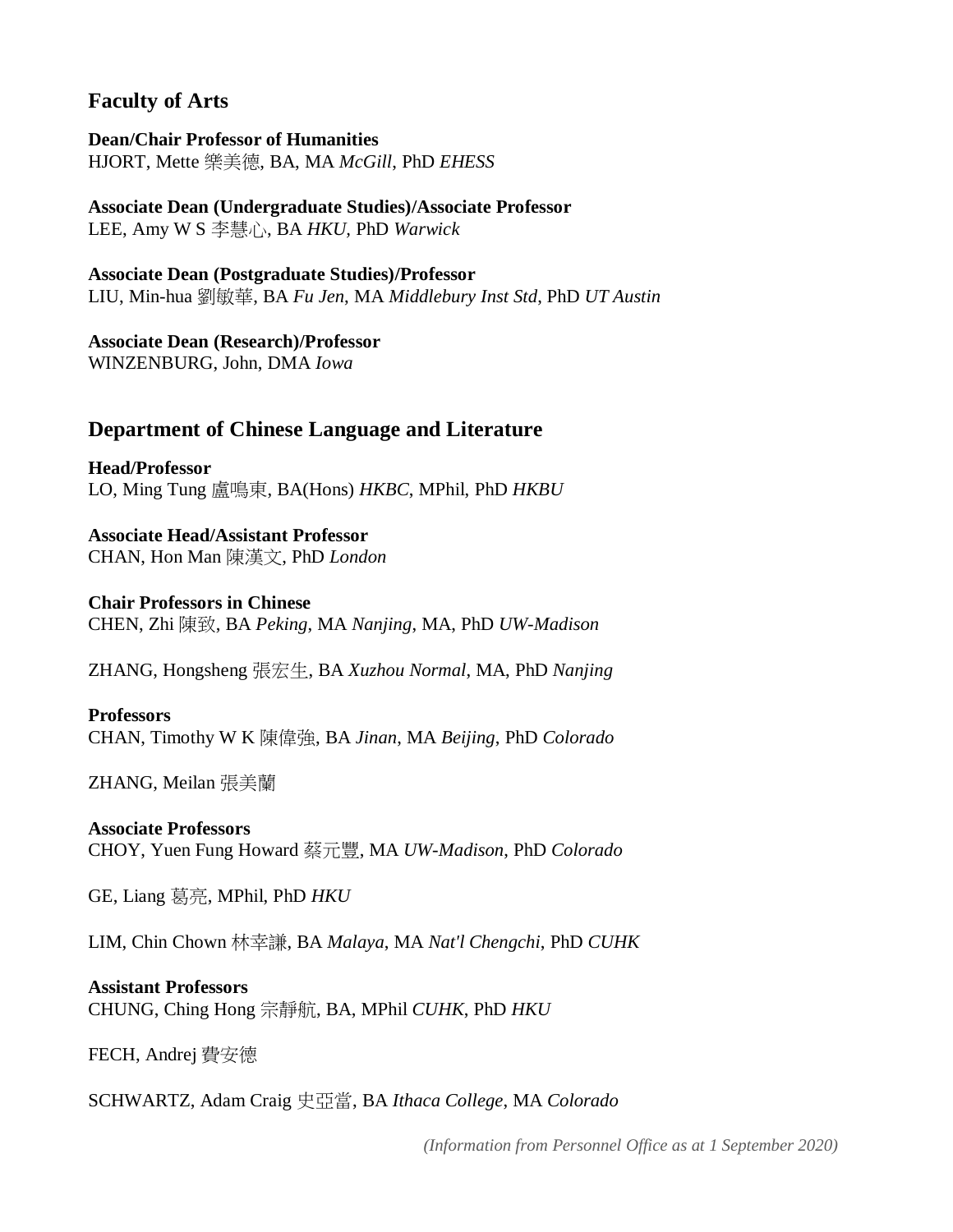## Faculty of Arts

**Dean/Chair Professor of Humanities**
HJORT, Mette 樂美德, BA, MA *McGill*, PhD *EHESS*

**Associate Dean (Undergraduate Studies)/Associate Professor**
LEE, Amy W S 李慧心, BA *HKU*, PhD *Warwick*

**Associate Dean (Postgraduate Studies)/Professor**
LIU, Min-hua 劉敏華, BA *Fu Jen*, MA *Middlebury Inst Std*, PhD *UT Austin*

**Associate Dean (Research)/Professor**
WINZENBURG, John, DMA *Iowa*

## Department of Chinese Language and Literature

**Head/Professor**
LO, Ming Tung 盧鳴東, BA(Hons) *HKBC*, MPhil, PhD *HKBU*

**Associate Head/Assistant Professor**
CHAN, Hon Man 陳漢文, PhD *London*

**Chair Professors in Chinese**
CHEN, Zhi 陳致, BA *Peking*, MA *Nanjing*, MA, PhD *UW-Madison*

ZHANG, Hongsheng 張宏生, BA *Xuzhou Normal*, MA, PhD *Nanjing*

**Professors**
CHAN, Timothy W K 陳偉強, BA *Jinan*, MA *Beijing*, PhD *Colorado*

ZHANG, Meilan 張美蘭

**Associate Professors**
CHOY, Yuen Fung Howard 蔡元豐, MA *UW-Madison*, PhD *Colorado*

GE, Liang 葛亮, MPhil, PhD *HKU*

LIM, Chin Chown 林幸謙, BA *Malaya*, MA *Nat'l Chengchi*, PhD *CUHK*

**Assistant Professors**
CHUNG, Ching Hong 宗靜航, BA, MPhil *CUHK*, PhD *HKU*

FECH, Andrej 費安德

SCHWARTZ, Adam Craig 史亞當, BA *Ithaca College*, MA *Colorado*

*(Information from Personnel Office as at 1 September 2020)*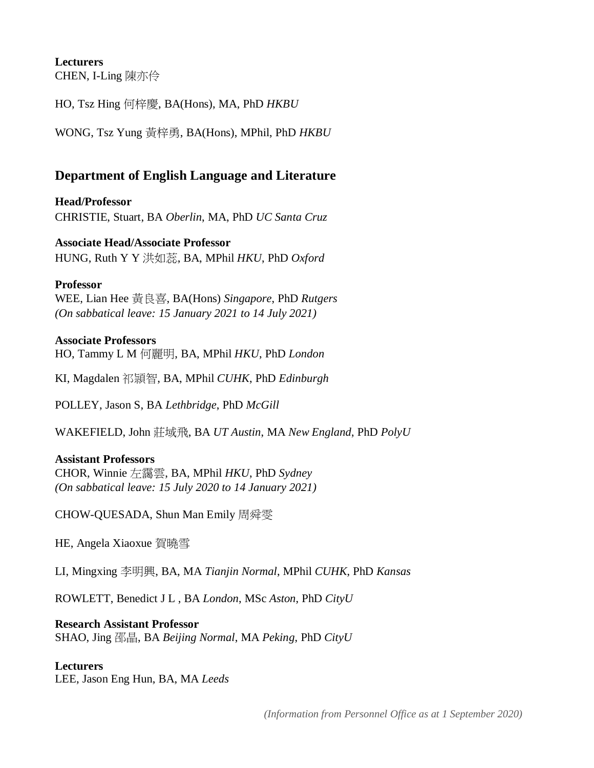**Lecturers**
CHEN, I-Ling 陳亦伶

HO, Tsz Hing 何梓慶, BA(Hons), MA, PhD *HKBU*

WONG, Tsz Yung 黃梓勇, BA(Hons), MPhil, PhD *HKBU*

## Department of English Language and Literature

**Head/Professor**
CHRISTIE, Stuart, BA *Oberlin*, MA, PhD *UC Santa Cruz*

**Associate Head/Associate Professor**
HUNG, Ruth Y Y 洪如蕊, BA, MPhil *HKU*, PhD *Oxford*

**Professor**
WEE, Lian Hee 黃良喜, BA(Hons) *Singapore*, PhD *Rutgers*
*(On sabbatical leave: 15 January 2021 to 14 July 2021)*

**Associate Professors**
HO, Tammy L M 何麗明, BA, MPhil *HKU*, PhD *London*

KI, Magdalen 祁穎智, BA, MPhil *CUHK*, PhD *Edinburgh*

POLLEY, Jason S, BA *Lethbridge*, PhD *McGill*

WAKEFIELD, John 莊域飛, BA *UT Austin*, MA *New England*, PhD *PolyU*

**Assistant Professors**
CHOR, Winnie 左靄雲, BA, MPhil *HKU*, PhD *Sydney*
*(On sabbatical leave: 15 July 2020 to 14 January 2021)*

CHOW-QUESADA, Shun Man Emily 周舜雯

HE, Angela Xiaoxue 賀曉雪

LI, Mingxing 李明興, BA, MA *Tianjin Normal*, MPhil *CUHK*, PhD *Kansas*

ROWLETT, Benedict J L , BA *London*, MSc *Aston*, PhD *CityU*

**Research Assistant Professor**
SHAO, Jing 邵晶, BA *Beijing Normal*, MA *Peking*, PhD *CityU*

**Lecturers**
LEE, Jason Eng Hun, BA, MA *Leeds*

*(Information from Personnel Office as at 1 September 2020)*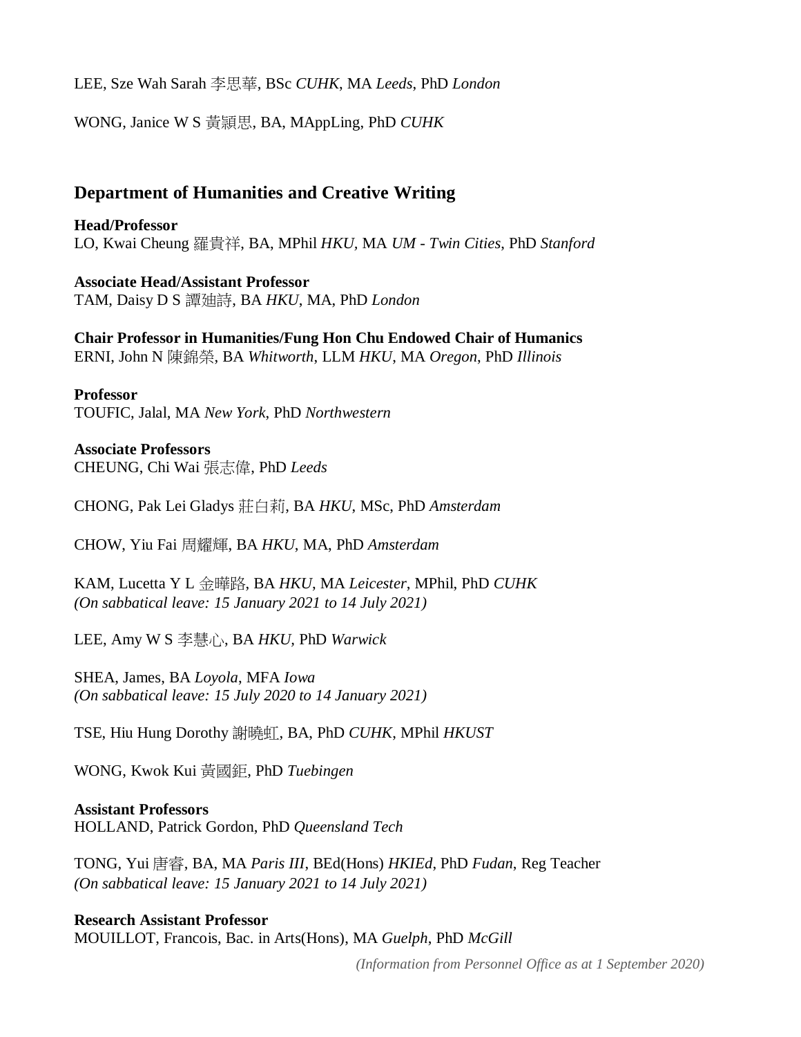LEE, Sze Wah Sarah 李思華, BSc *CUHK*, MA *Leeds*, PhD *London*

WONG, Janice W S 黃穎思, BA, MAppLing, PhD *CUHK*

## Department of Humanities and Creative Writing

**Head/Professor**
LO, Kwai Cheung 羅貴祥, BA, MPhil *HKU*, MA *UM - Twin Cities*, PhD *Stanford*

**Associate Head/Assistant Professor**
TAM, Daisy D S 譚廸詩, BA *HKU*, MA, PhD *London*

**Chair Professor in Humanities/Fung Hon Chu Endowed Chair of Humanics**
ERNI, John N 陳錦榮, BA *Whitworth*, LLM *HKU*, MA *Oregon*, PhD *Illinois*

**Professor**
TOUFIC, Jalal, MA *New York*, PhD *Northwestern*

**Associate Professors**
CHEUNG, Chi Wai 張志偉, PhD *Leeds*

CHONG, Pak Lei Gladys 莊白莉, BA *HKU*, MSc, PhD *Amsterdam*

CHOW, Yiu Fai 周耀輝, BA *HKU*, MA, PhD *Amsterdam*

KAM, Lucetta Y L 金曄路, BA *HKU*, MA *Leicester*, MPhil, PhD *CUHK*
*(On sabbatical leave: 15 January 2021 to 14 July 2021)*

LEE, Amy W S 李慧心, BA *HKU*, PhD *Warwick*

SHEA, James, BA *Loyola*, MFA *Iowa*
*(On sabbatical leave: 15 July 2020 to 14 January 2021)*

TSE, Hiu Hung Dorothy 謝曉虹, BA, PhD *CUHK*, MPhil *HKUST*

WONG, Kwok Kui 黃國鉅, PhD *Tuebingen*

**Assistant Professors**
HOLLAND, Patrick Gordon, PhD *Queensland Tech*

TONG, Yui 唐睿, BA, MA *Paris III*, BEd(Hons) *HKIEd*, PhD *Fudan*, Reg Teacher
*(On sabbatical leave: 15 January 2021 to 14 July 2021)*

**Research Assistant Professor**
MOUILLOT, Francois, Bac. in Arts(Hons), MA *Guelph*, PhD *McGill*

*(Information from Personnel Office as at 1 September 2020)*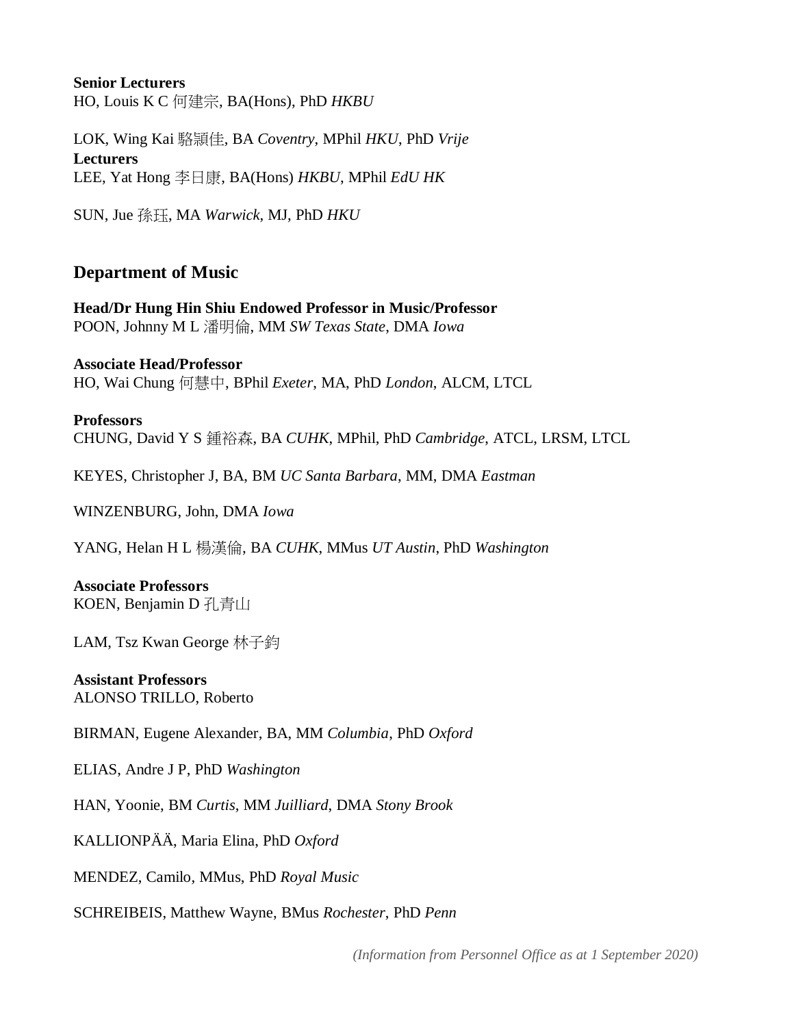**Senior Lecturers**
HO, Louis K C 何建宗, BA(Hons), PhD *HKBU*

LOK, Wing Kai 駱潁佳, BA *Coventry*, MPhil *HKU*, PhD *Vrije*

**Lecturers**
LEE, Yat Hong 李日康, BA(Hons) *HKBU*, MPhil *EdU HK*

SUN, Jue 孫珏, MA *Warwick*, MJ, PhD *HKU*

## Department of Music

**Head/Dr Hung Hin Shiu Endowed Professor in Music/Professor**
POON, Johnny M L 潘明倫, MM *SW Texas State*, DMA *Iowa*

**Associate Head/Professor**
HO, Wai Chung 何慧中, BPhil *Exeter*, MA, PhD *London*, ALCM, LTCL

**Professors**
CHUNG, David Y S 鍾裕森, BA *CUHK*, MPhil, PhD *Cambridge*, ATCL, LRSM, LTCL

KEYES, Christopher J, BA, BM *UC Santa Barbara*, MM, DMA *Eastman*

WINZENBURG, John, DMA *Iowa*

YANG, Helan H L 楊漢倫, BA *CUHK*, MMus *UT Austin*, PhD *Washington*

**Associate Professors**
KOEN, Benjamin D 孔青山

LAM, Tsz Kwan George 林子鈞

**Assistant Professors**
ALONSO TRILLO, Roberto

BIRMAN, Eugene Alexander, BA, MM *Columbia*, PhD *Oxford*

ELIAS, Andre J P, PhD *Washington*

HAN, Yoonie, BM *Curtis*, MM *Juilliard*, DMA *Stony Brook*

KALLIONPÄÄ, Maria Elina, PhD *Oxford*

MENDEZ, Camilo, MMus, PhD *Royal Music*

SCHREIBEIS, Matthew Wayne, BMus *Rochester*, PhD *Penn*

*(Information from Personnel Office as at 1 September 2020)*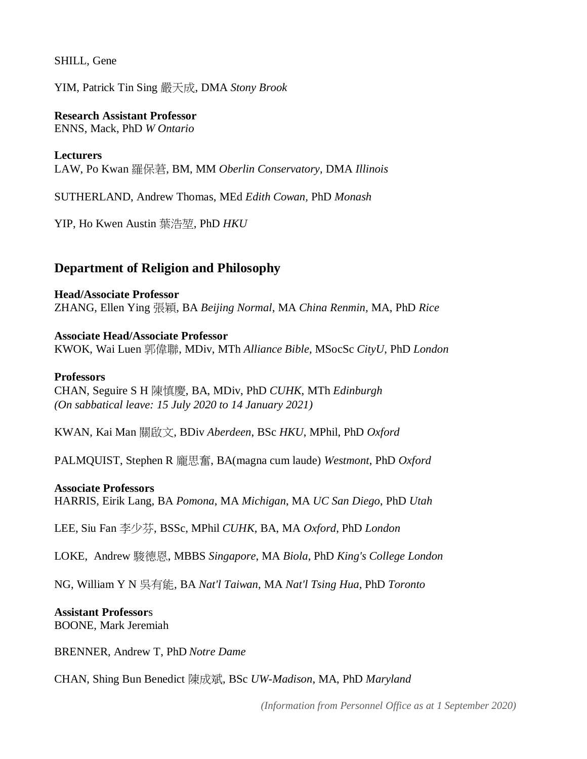SHILL, Gene

YIM, Patrick Tin Sing 嚴天成, DMA *Stony Brook*

**Research Assistant Professor**
ENNS, Mack, PhD *W Ontario*

**Lecturers**
LAW, Po Kwan 羅保菪, BM, MM *Oberlin Conservatory*, DMA *Illinois*

SUTHERLAND, Andrew Thomas, MEd *Edith Cowan*, PhD *Monash*

YIP, Ho Kwen Austin 葉浩堃, PhD *HKU*

## Department of Religion and Philosophy

**Head/Associate Professor**
ZHANG, Ellen Ying 張穎, BA *Beijing Normal*, MA *China Renmin*, MA, PhD *Rice*

**Associate Head/Associate Professor**
KWOK, Wai Luen 郭偉聯, MDiv, MTh *Alliance Bible*, MSocSc *CityU*, PhD *London*

**Professors**
CHAN, Seguire S H 陳慎慶, BA, MDiv, PhD *CUHK*, MTh *Edinburgh*
*(On sabbatical leave: 15 July 2020 to 14 January 2021)*

KWAN, Kai Man 關啟文, BDiv *Aberdeen*, BSc *HKU*, MPhil, PhD *Oxford*

PALMQUIST, Stephen R 龐思奮, BA(magna cum laude) *Westmont*, PhD *Oxford*

**Associate Professors**
HARRIS, Eirik Lang, BA *Pomona*, MA *Michigan*, MA *UC San Diego*, PhD *Utah*

LEE, Siu Fan 李少芬, BSSc, MPhil *CUHK*, BA, MA *Oxford*, PhD *London*

LOKE, Andrew 駱德恩, MBBS *Singapore*, MA *Biola*, PhD *King's College London*

NG, William Y N 吳有能, BA *Nat'l Taiwan*, MA *Nat'l Tsing Hua*, PhD *Toronto*

**Assistant Professors**
BOONE, Mark Jeremiah

BRENNER, Andrew T, PhD *Notre Dame*

CHAN, Shing Bun Benedict 陳成斌, BSc *UW-Madison*, MA, PhD *Maryland*

*(Information from Personnel Office as at 1 September 2020)*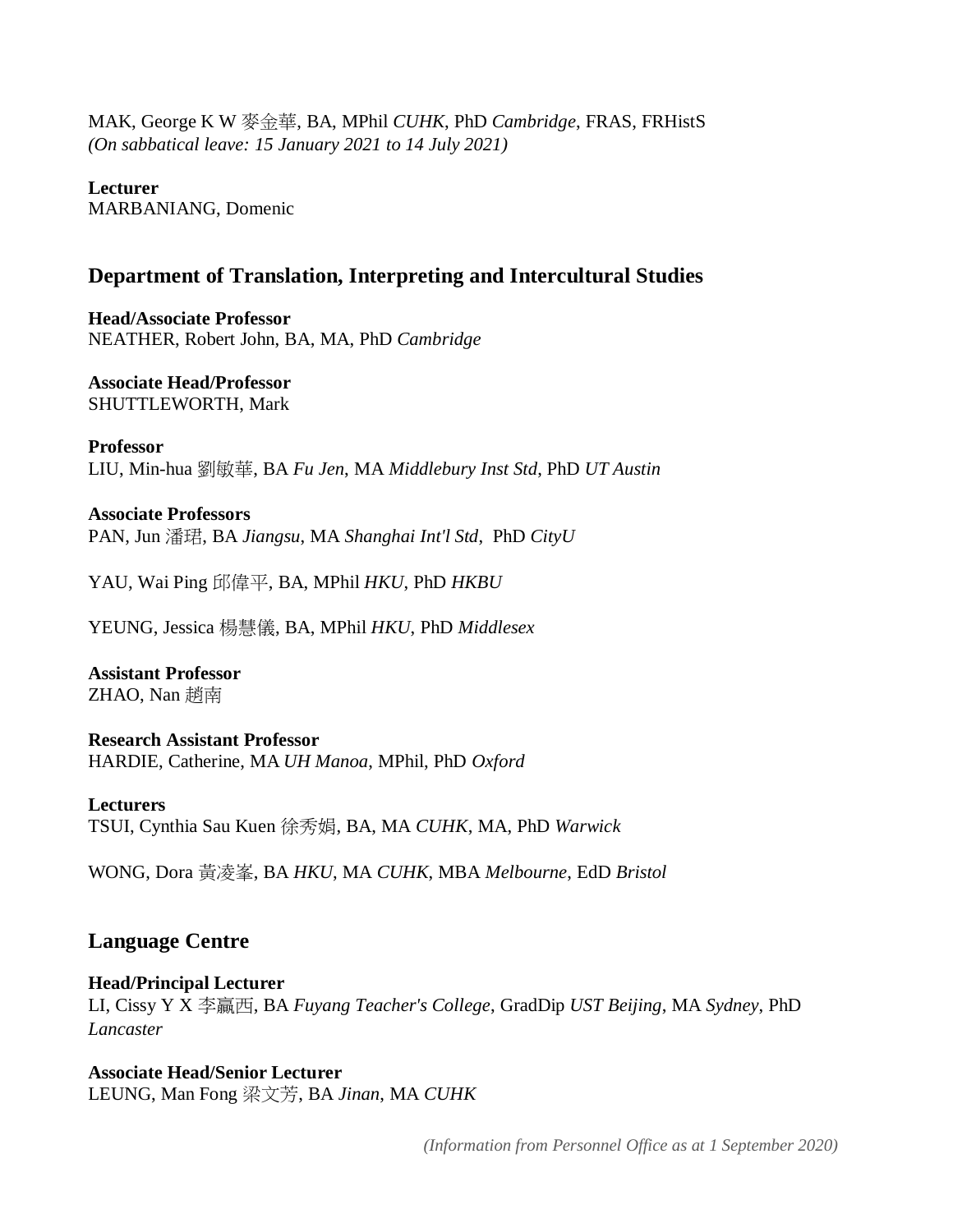MAK, George K W 麥金華, BA, MPhil *CUHK*, PhD *Cambridge*, FRAS, FRHistS
*(On sabbatical leave: 15 January 2021 to 14 July 2021)*

**Lecturer**
MARBANIANG, Domenic

## Department of Translation, Interpreting and Intercultural Studies

**Head/Associate Professor**
NEATHER, Robert John, BA, MA, PhD *Cambridge*

**Associate Head/Professor**
SHUTTLEWORTH, Mark

**Professor**
LIU, Min-hua 劉敏華, BA *Fu Jen*, MA *Middlebury Inst Std*, PhD *UT Austin*

**Associate Professors**
PAN, Jun 潘珺, BA *Jiangsu*, MA *Shanghai Int'l Std*, PhD *CityU*

YAU, Wai Ping 邱偉平, BA, MPhil *HKU*, PhD *HKBU*

YEUNG, Jessica 楊慧儀, BA, MPhil *HKU*, PhD *Middlesex*

**Assistant Professor**
ZHAO, Nan 趙南

**Research Assistant Professor**
HARDIE, Catherine, MA *UH Manoa*, MPhil, PhD *Oxford*

**Lecturers**
TSUI, Cynthia Sau Kuen 徐秀娟, BA, MA *CUHK*, MA, PhD *Warwick*

WONG, Dora 黃凌峯, BA *HKU*, MA *CUHK*, MBA *Melbourne*, EdD *Bristol*

## Language Centre

**Head/Principal Lecturer**
LI, Cissy Y X 李贏西, BA *Fuyang Teacher's College*, GradDip *UST Beijing*, MA *Sydney*, PhD *Lancaster*

**Associate Head/Senior Lecturer**
LEUNG, Man Fong 梁文芳, BA *Jinan*, MA *CUHK*

*(Information from Personnel Office as at 1 September 2020)*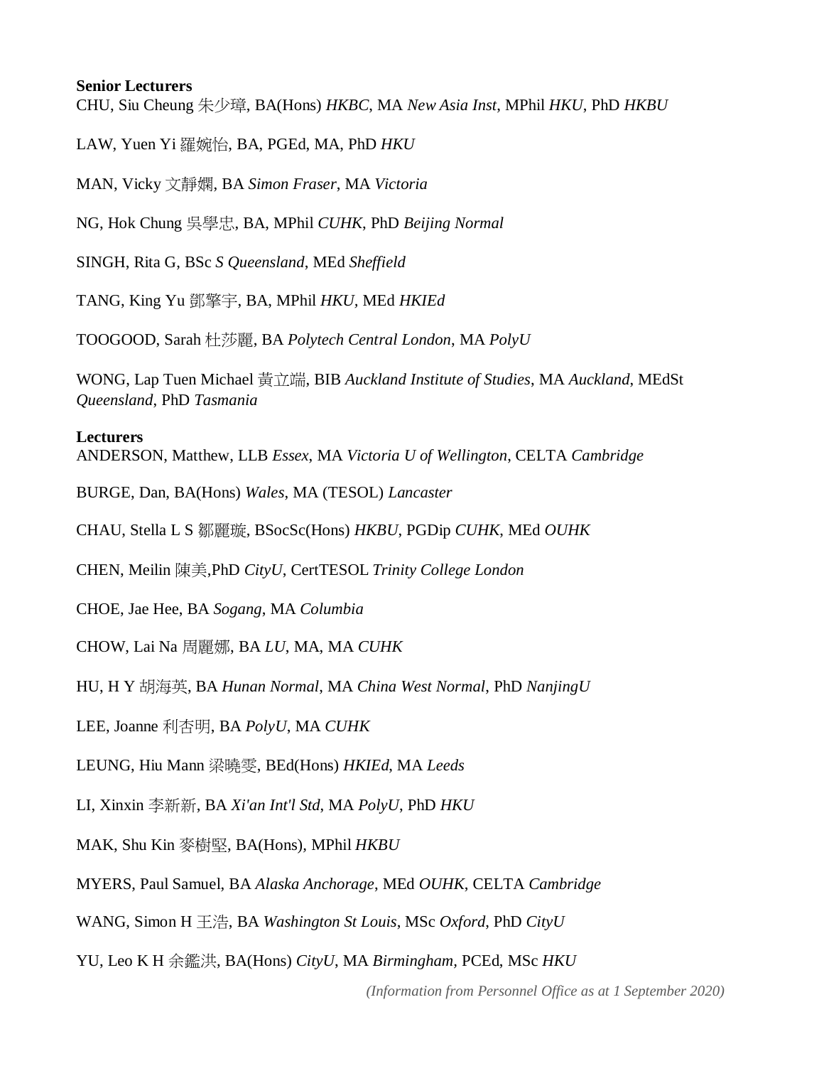**Senior Lecturers**

CHU, Siu Cheung 朱少璋, BA(Hons) *HKBC*, MA *New Asia Inst*, MPhil *HKU*, PhD *HKBU*

LAW, Yuen Yi 羅婉怡, BA, PGEd, MA, PhD *HKU*

MAN, Vicky 文靜嫻, BA *Simon Fraser*, MA *Victoria*

NG, Hok Chung 吳學忠, BA, MPhil *CUHK*, PhD *Beijing Normal*

SINGH, Rita G, BSc *S Queensland*, MEd *Sheffield*

TANG, King Yu 鄧擎宇, BA, MPhil *HKU*, MEd *HKIEd*

TOOGOOD, Sarah 杜莎麗, BA *Polytech Central London*, MA *PolyU*

WONG, Lap Tuen Michael 黃立端, BIB *Auckland Institute of Studies*, MA *Auckland*, MEdSt *Queensland*, PhD *Tasmania*

**Lecturers**

ANDERSON, Matthew, LLB *Essex*, MA *Victoria U of Wellington*, CELTA *Cambridge*

BURGE, Dan, BA(Hons) *Wales*, MA (TESOL) *Lancaster*

CHAU, Stella L S 鄒麗璇, BSocSc(Hons) *HKBU*, PGDip *CUHK*, MEd *OUHK*

CHEN, Meilin 陳美,PhD *CityU*, CertTESOL *Trinity College London*

CHOE, Jae Hee, BA *Sogang*, MA *Columbia*

CHOW, Lai Na 周麗娜, BA *LU*, MA, MA *CUHK*

HU, H Y 胡海英, BA *Hunan Normal*, MA *China West Normal*, PhD *NanjingU*

LEE, Joanne 利杏明, BA *PolyU*, MA *CUHK*

LEUNG, Hiu Mann 梁曉雯, BEd(Hons) *HKIEd*, MA *Leeds*

LI, Xinxin 李新新, BA *Xi'an Int'l Std*, MA *PolyU*, PhD *HKU*

MAK, Shu Kin 麥樹堅, BA(Hons), MPhil *HKBU*

MYERS, Paul Samuel, BA *Alaska Anchorage*, MEd *OUHK*, CELTA *Cambridge*

WANG, Simon H 王浩, BA *Washington St Louis*, MSc *Oxford*, PhD *CityU*

YU, Leo K H 余鑑洪, BA(Hons) *CityU*, MA *Birmingham*, PCEd, MSc *HKU*

*(Information from Personnel Office as at 1 September 2020)*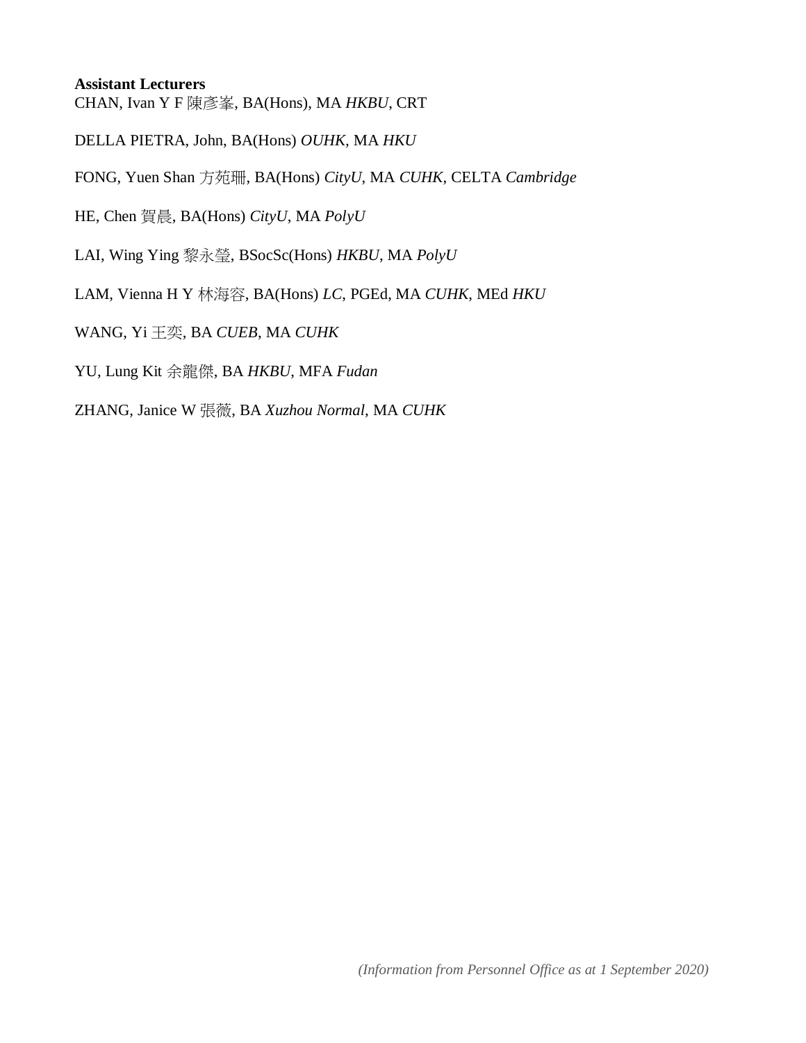**Assistant Lecturers**

CHAN, Ivan Y F 陳彥峯, BA(Hons), MA *HKBU*, CRT

DELLA PIETRA, John, BA(Hons) *OUHK*, MA *HKU*

FONG, Yuen Shan 方苑珊, BA(Hons) *CityU*, MA *CUHK*, CELTA *Cambridge*

HE, Chen 賀晨, BA(Hons) *CityU*, MA *PolyU*

LAI, Wing Ying 黎永瑩, BSocSc(Hons) *HKBU*, MA *PolyU*

LAM, Vienna H Y 林海容, BA(Hons) *LC*, PGEd, MA *CUHK*, MEd *HKU*

WANG, Yi 王奕, BA *CUEB*, MA *CUHK*

YU, Lung Kit 余龍傑, BA *HKBU*, MFA *Fudan*

ZHANG, Janice W 張薇, BA *Xuzhou Normal*, MA *CUHK*

*(Information from Personnel Office as at 1 September 2020)*